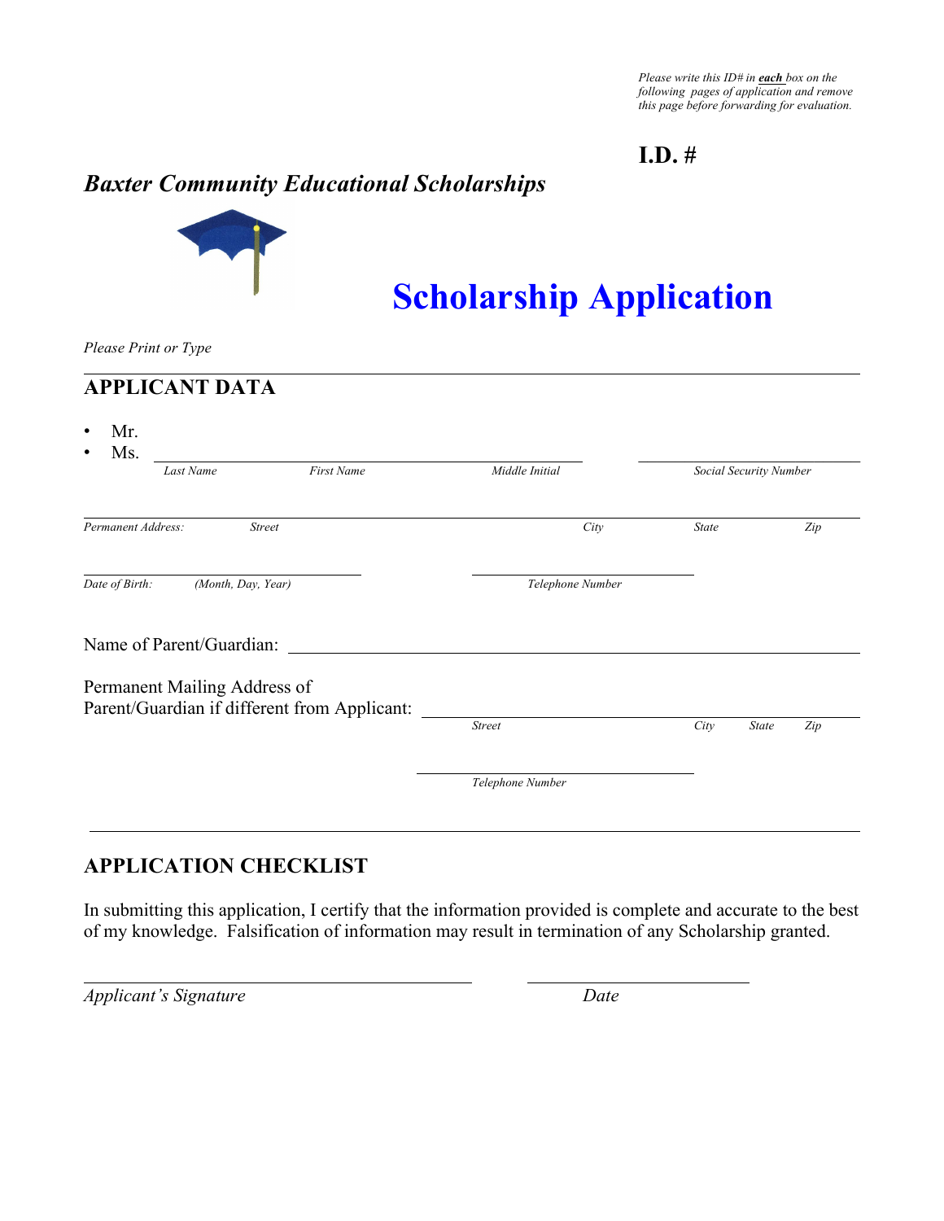*Please write this ID# in **each** box on the following pages of application and remove this page before forwarding for evaluation.*

**I.D. #**

## *Baxter Community Educational Scholarships*

# Scholarship Application

*Please Print or Type*

## APPLICANT DATA

- Mr.
- Ms. ______________________________________________ ____________________

*Last Name* *First Name* *Middle Initial* *Social Security Number*

______________________________________________________________________

*Permanent Address:* *Street* *City* *State* *Zip*

______________________________ ______________________________

*Date of Birth:* *(Month, Day, Year)* *Telephone Number*

Name of Parent/Guardian: ______________________________________________

Permanent Mailing Address of
Parent/Guardian if different from Applicant: ______________________________

*Street* *City* *State* *Zip*

______________________________

*Telephone Number*

## APPLICATION CHECKLIST

In submitting this application, I certify that the information provided is complete and accurate to the best of my knowledge. Falsification of information may result in termination of any Scholarship granted.

______________________________ ______________________________

*Applicant's Signature* *Date*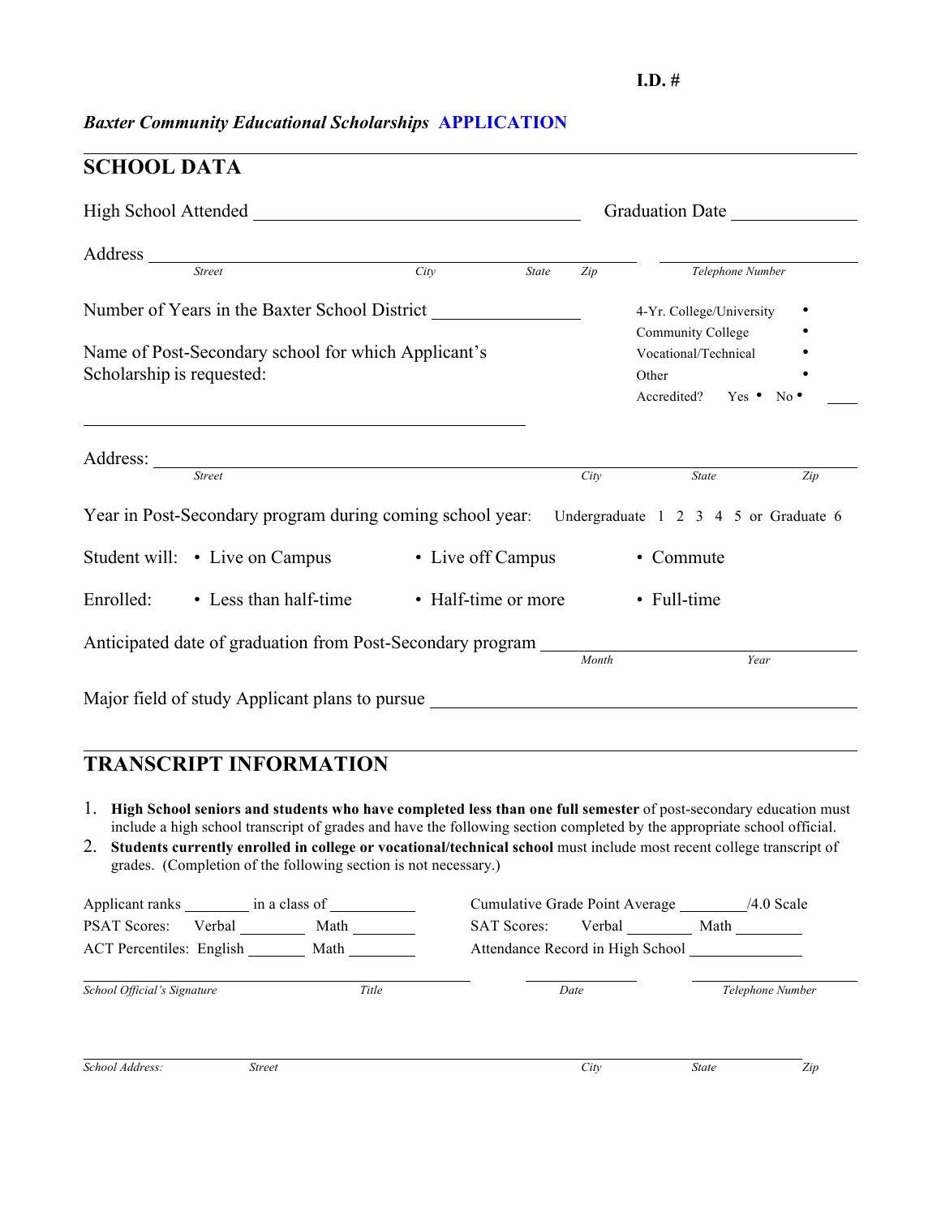I.D. #

*Baxter Community Educational Scholarships* **APPLICATION**

## SCHOOL DATA

High School Attended \_\_\_\_\_\_\_\_\_\_\_\_\_\_\_\_\_\_\_\_\_\_\_\_\_\_\_\_\_\_\_\_\_\_\_\_ Graduation Date \_\_\_\_\_\_\_\_\_\_\_\_\_\_

Address \_\_\_\_\_\_\_\_\_\_\_\_\_\_\_\_\_\_\_\_\_\_\_\_\_\_\_\_\_\_\_\_\_\_\_\_\_\_\_\_\_\_\_\_\_\_\_\_\_\_\_\_ \_\_\_\_\_\_\_\_\_\_\_\_\_\_\_\_\_\_\_\_\_\_
*Street City State Zip Telephone Number*

Number of Years in the Baxter School District \_\_\_\_\_\_\_\_\_\_\_\_\_\_\_\_

Name of Post-Secondary school for which Applicant's Scholarship is requested:

\_\_\_\_\_\_\_\_\_\_\_\_\_\_\_\_\_\_\_\_\_\_\_\_\_\_\_\_\_\_\_\_\_\_\_\_\_\_\_\_\_\_\_\_\_\_\_\_\_\_

- 4-Yr. College/University •
- Community College •
- Vocational/Technical •
- Other •
- Accredited? Yes • No • \_\_\_\_

Address: \_\_\_\_\_\_\_\_\_\_\_\_\_\_\_\_\_\_\_\_\_\_\_\_\_\_\_\_\_\_\_\_\_\_\_\_\_\_\_\_\_\_\_\_\_\_\_\_\_\_\_\_\_\_\_\_\_\_\_\_\_\_\_\_\_\_\_\_\_\_\_\_\_\_\_\_
*Street City State Zip*

Year in Post-Secondary program during coming school year: Undergraduate 1 2 3 4 5 or Graduate 6

Student will: • Live on Campus • Live off Campus • Commute

Enrolled: • Less than half-time • Half-time or more • Full-time

Anticipated date of graduation from Post-Secondary program \_\_\_\_\_\_\_\_\_\_\_\_\_\_\_\_\_\_\_\_\_\_\_\_\_\_\_\_\_\_
*Month Year*

Major field of study Applicant plans to pursue \_\_\_\_\_\_\_\_\_\_\_\_\_\_\_\_\_\_\_\_\_\_\_\_\_\_\_\_\_\_\_\_\_\_\_\_\_\_\_\_\_\_\_\_\_\_\_\_

## TRANSCRIPT INFORMATION

1. **High School seniors and students who have completed less than one full semester** of post-secondary education must include a high school transcript of grades and have the following section completed by the appropriate school official.
2. **Students currently enrolled in college or vocational/technical school** must include most recent college transcript of grades. (Completion of the following section is not necessary.)

Applicant ranks \_\_\_\_\_\_\_\_ in a class of \_\_\_\_\_\_\_\_\_\_\_ Cumulative Grade Point Average \_\_\_\_\_\_\_\_/4.0 Scale

PSAT Scores: Verbal \_\_\_\_\_\_\_\_ Math \_\_\_\_\_\_\_\_ SAT Scores: Verbal \_\_\_\_\_\_\_\_ Math \_\_\_\_\_\_\_\_

ACT Percentiles: English \_\_\_\_\_\_\_\_ Math \_\_\_\_\_\_\_\_ Attendance Record in High School \_\_\_\_\_\_\_\_\_\_\_\_\_\_

\_\_\_\_\_\_\_\_\_\_\_\_\_\_\_\_\_\_\_\_\_\_\_\_\_\_\_\_\_\_\_\_\_\_\_\_\_\_\_\_\_\_ \_\_\_\_\_\_\_\_\_\_\_\_ \_\_\_\_\_\_\_\_\_\_\_\_\_\_\_\_\_\_
*School Official's Signature Title Date Telephone Number*

\_\_\_\_\_\_\_\_\_\_\_\_\_\_\_\_\_\_\_\_\_\_\_\_\_\_\_\_\_\_\_\_\_\_\_\_\_\_\_\_\_\_\_\_\_\_\_\_\_\_\_\_\_\_\_\_\_\_\_\_\_\_\_\_\_\_\_\_\_\_\_\_\_\_\_\_\_\_\_\_
*School Address: Street City State Zip*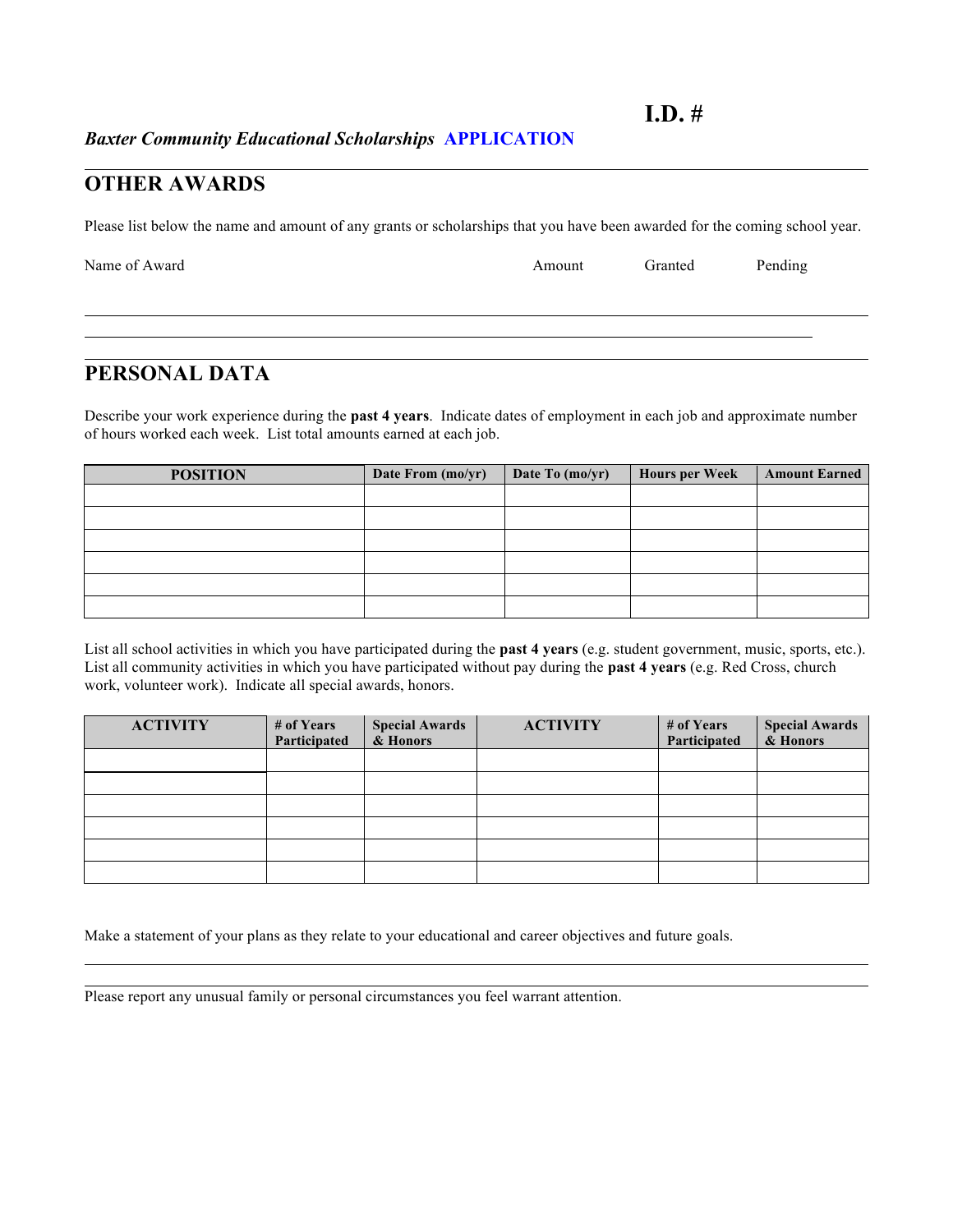**I.D. #**

***Baxter Community Educational Scholarships*** **APPLICATION**

## OTHER AWARDS

Please list below the name and amount of any grants or scholarships that you have been awarded for the coming school year.

| Name of Award | Amount | Granted | Pending |
|---|---|---|---|
| | | | |
| | | | |

## PERSONAL DATA

Describe your work experience during the **past 4 years**. Indicate dates of employment in each job and approximate number of hours worked each week. List total amounts earned at each job.

| POSITION | Date From (mo/yr) | Date To (mo/yr) | Hours per Week | Amount Earned |
|---|---|---|---|---|
| | | | | |
| | | | | |
| | | | | |
| | | | | |
| | | | | |
| | | | | |

List all school activities in which you have participated during the **past 4 years** (e.g. student government, music, sports, etc.). List all community activities in which you have participated without pay during the **past 4 years** (e.g. Red Cross, church work, volunteer work). Indicate all special awards, honors.

| ACTIVITY | # of Years Participated | Special Awards & Honors | ACTIVITY | # of Years Participated | Special Awards & Honors |
|---|---|---|---|---|---|
| | | | | | |
| | | | | | |
| | | | | | |
| | | | | | |
| | | | | | |
| | | | | | |

Make a statement of your plans as they relate to your educational and career objectives and future goals.

Please report any unusual family or personal circumstances you feel warrant attention.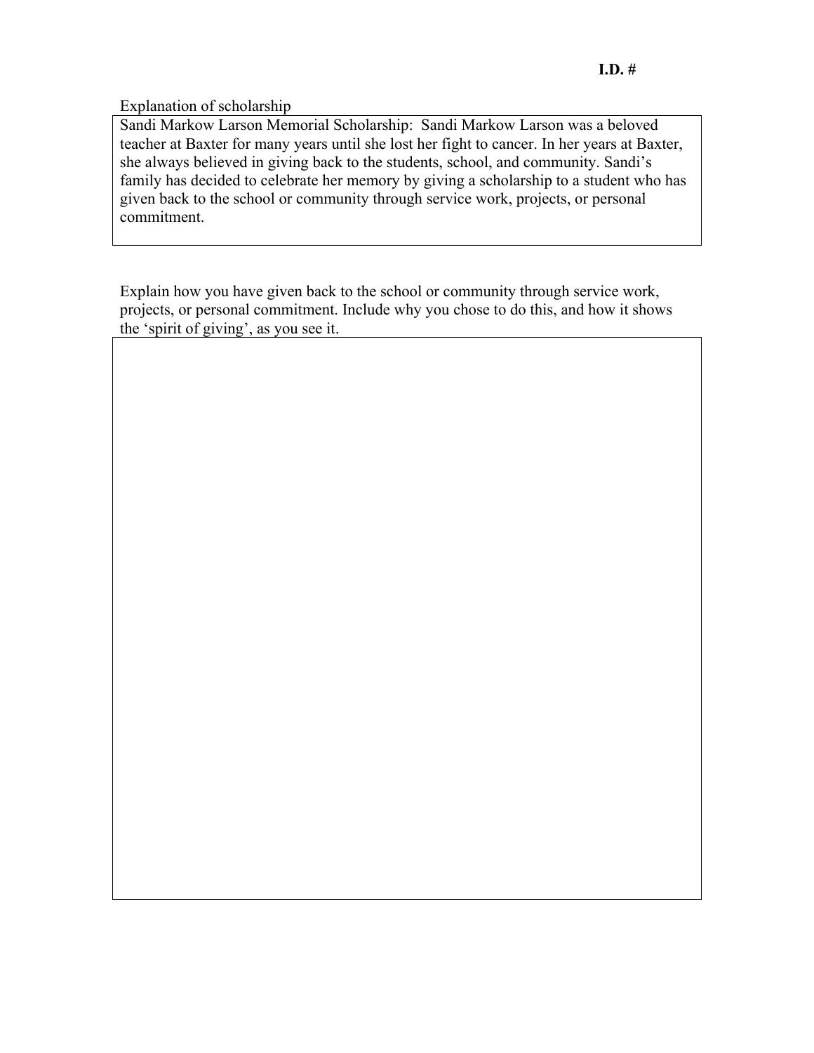**I.D. #**

Explanation of scholarship

| Sandi Markow Larson Memorial Scholarship: Sandi Markow Larson was a beloved teacher at Baxter for many years until she lost her fight to cancer. In her years at Baxter, she always believed in giving back to the students, school, and community. Sandi's family has decided to celebrate her memory by giving a scholarship to a student who has given back to the school or community through service work, projects, or personal commitment. |
|---|

Explain how you have given back to the school or community through service work, projects, or personal commitment. Include why you chose to do this, and how it shows the 'spirit of giving', as you see it.

| |
|---|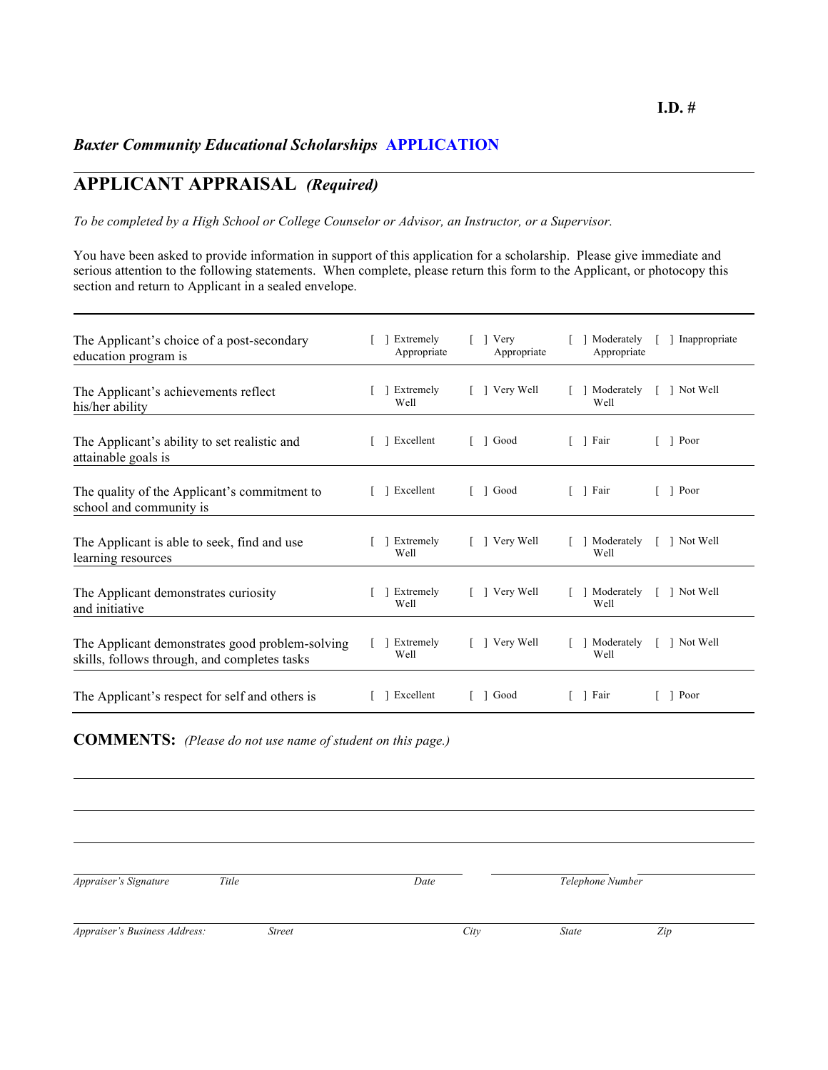**I.D. #**

***Baxter Community Educational Scholarships*** **APPLICATION**

## APPLICANT APPRAISAL *(Required)*

*To be completed by a High School or College Counselor or Advisor, an Instructor, or a Supervisor.*

You have been asked to provide information in support of this application for a scholarship. Please give immediate and serious attention to the following statements. When complete, please return this form to the Applicant, or photocopy this section and return to Applicant in a sealed envelope.

| | | | | |
|---|---|---|---|---|
| The Applicant's choice of a post-secondary education program is | [ ] Extremely Appropriate | [ ] Very Appropriate | [ ] Moderately Appropriate | [ ] Inappropriate |
| The Applicant's achievements reflect his/her ability | [ ] Extremely Well | [ ] Very Well | [ ] Moderately Well | [ ] Not Well |
| The Applicant's ability to set realistic and attainable goals is | [ ] Excellent | [ ] Good | [ ] Fair | [ ] Poor |
| The quality of the Applicant's commitment to school and community is | [ ] Excellent | [ ] Good | [ ] Fair | [ ] Poor |
| The Applicant is able to seek, find and use learning resources | [ ] Extremely Well | [ ] Very Well | [ ] Moderately Well | [ ] Not Well |
| The Applicant demonstrates curiosity and initiative | [ ] Extremely Well | [ ] Very Well | [ ] Moderately Well | [ ] Not Well |
| The Applicant demonstrates good problem-solving skills, follows through, and completes tasks | [ ] Extremely Well | [ ] Very Well | [ ] Moderately Well | [ ] Not Well |
| The Applicant's respect for self and others is | [ ] Excellent | [ ] Good | [ ] Fair | [ ] Poor |

**COMMENTS:** *(Please do not use name of student on this page.)*

______________________________________________________________________

______________________________________________________________________

______________________________________________________________________

*Appraiser's Signature* *Title* *Date* *Telephone Number*

*Appraiser's Business Address:* *Street* *City* *State* *Zip*